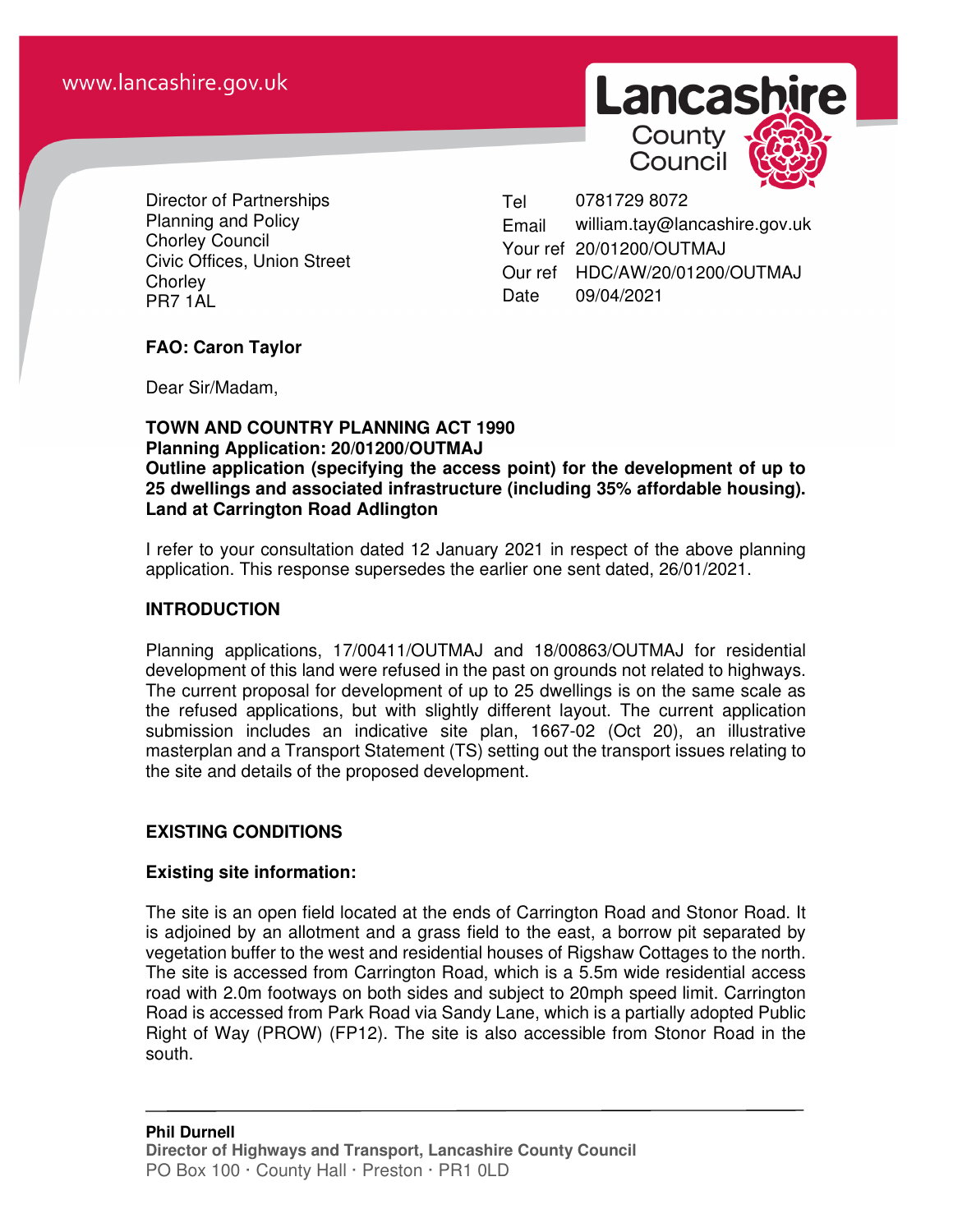www.lancashire.gov.uk

Lancashire County Council

Director of Partnerships
Planning and Policy
Chorley Council
Civic Offices, Union Street
Chorley
PR7 1AL

| | |
|---|---|
| Tel | 0781729 8072 |
| Email | william.tay@lancashire.gov.uk |
| Your ref | 20/01200/OUTMAJ |
| Our ref | HDC/AW/20/01200/OUTMAJ |
| Date | 09/04/2021 |

**FAO: Caron Taylor**

Dear Sir/Madam,

**TOWN AND COUNTRY PLANNING ACT 1990**
**Planning Application: 20/01200/OUTMAJ**
**Outline application (specifying the access point) for the development of up to 25 dwellings and associated infrastructure (including 35% affordable housing). Land at Carrington Road Adlington**

I refer to your consultation dated 12 January 2021 in respect of the above planning application. This response supersedes the earlier one sent dated, 26/01/2021.

## INTRODUCTION

Planning applications, 17/00411/OUTMAJ and 18/00863/OUTMAJ for residential development of this land were refused in the past on grounds not related to highways. The current proposal for development of up to 25 dwellings is on the same scale as the refused applications, but with slightly different layout. The current application submission includes an indicative site plan, 1667-02 (Oct 20), an illustrative masterplan and a Transport Statement (TS) setting out the transport issues relating to the site and details of the proposed development.

## EXISTING CONDITIONS

### Existing site information:

The site is an open field located at the ends of Carrington Road and Stonor Road. It is adjoined by an allotment and a grass field to the east, a borrow pit separated by vegetation buffer to the west and residential houses of Rigshaw Cottages to the north. The site is accessed from Carrington Road, which is a 5.5m wide residential access road with 2.0m footways on both sides and subject to 20mph speed limit. Carrington Road is accessed from Park Road via Sandy Lane, which is a partially adopted Public Right of Way (PROW) (FP12). The site is also accessible from Stonor Road in the south.

**Phil Durnell**
**Director of Highways and Transport, Lancashire County Council**
PO Box 100 · County Hall · Preston · PR1 0LD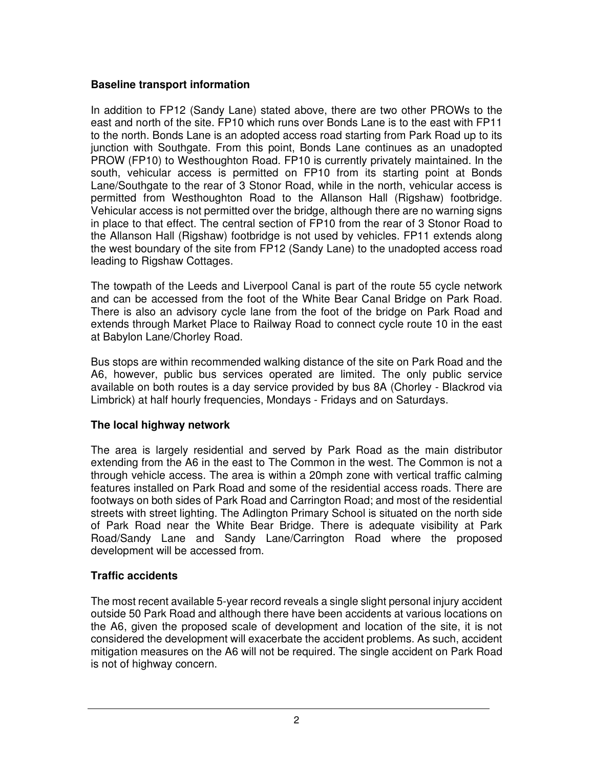**Baseline transport information**

In addition to FP12 (Sandy Lane) stated above, there are two other PROWs to the east and north of the site. FP10 which runs over Bonds Lane is to the east with FP11 to the north. Bonds Lane is an adopted access road starting from Park Road up to its junction with Southgate. From this point, Bonds Lane continues as an unadopted PROW (FP10) to Westhoughton Road. FP10 is currently privately maintained. In the south, vehicular access is permitted on FP10 from its starting point at Bonds Lane/Southgate to the rear of 3 Stonor Road, while in the north, vehicular access is permitted from Westhoughton Road to the Allanson Hall (Rigshaw) footbridge. Vehicular access is not permitted over the bridge, although there are no warning signs in place to that effect. The central section of FP10 from the rear of 3 Stonor Road to the Allanson Hall (Rigshaw) footbridge is not used by vehicles. FP11 extends along the west boundary of the site from FP12 (Sandy Lane) to the unadopted access road leading to Rigshaw Cottages.

The towpath of the Leeds and Liverpool Canal is part of the route 55 cycle network and can be accessed from the foot of the White Bear Canal Bridge on Park Road. There is also an advisory cycle lane from the foot of the bridge on Park Road and extends through Market Place to Railway Road to connect cycle route 10 in the east at Babylon Lane/Chorley Road.

Bus stops are within recommended walking distance of the site on Park Road and the A6, however, public bus services operated are limited. The only public service available on both routes is a day service provided by bus 8A (Chorley - Blackrod via Limbrick) at half hourly frequencies, Mondays - Fridays and on Saturdays.

**The local highway network**

The area is largely residential and served by Park Road as the main distributor extending from the A6 in the east to The Common in the west. The Common is not a through vehicle access. The area is within a 20mph zone with vertical traffic calming features installed on Park Road and some of the residential access roads. There are footways on both sides of Park Road and Carrington Road; and most of the residential streets with street lighting. The Adlington Primary School is situated on the north side of Park Road near the White Bear Bridge. There is adequate visibility at Park Road/Sandy Lane and Sandy Lane/Carrington Road where the proposed development will be accessed from.

**Traffic accidents**

The most recent available 5-year record reveals a single slight personal injury accident outside 50 Park Road and although there have been accidents at various locations on the A6, given the proposed scale of development and location of the site, it is not considered the development will exacerbate the accident problems. As such, accident mitigation measures on the A6 will not be required. The single accident on Park Road is not of highway concern.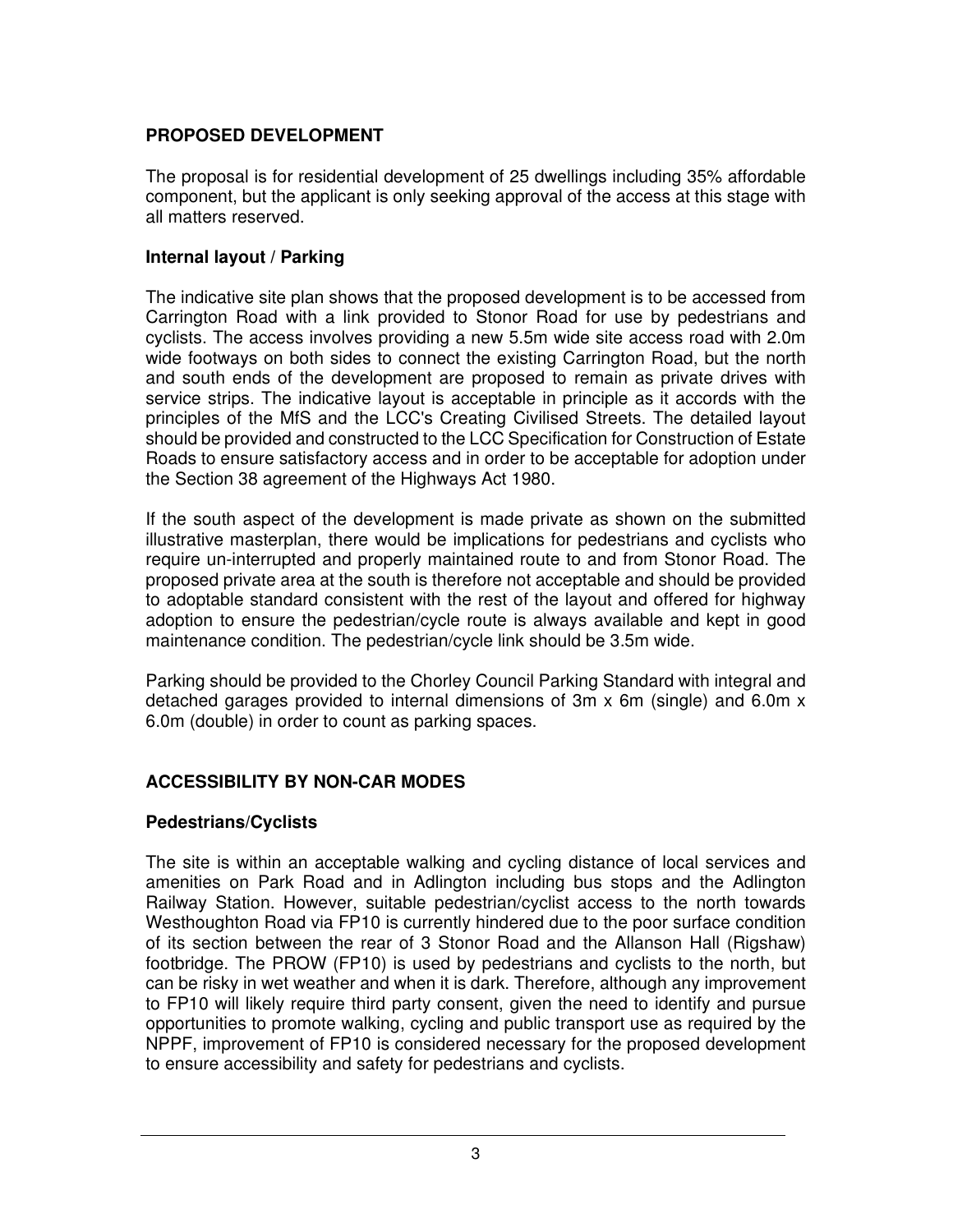## PROPOSED DEVELOPMENT

The proposal is for residential development of 25 dwellings including 35% affordable component, but the applicant is only seeking approval of the access at this stage with all matters reserved.

### Internal layout / Parking

The indicative site plan shows that the proposed development is to be accessed from Carrington Road with a link provided to Stonor Road for use by pedestrians and cyclists. The access involves providing a new 5.5m wide site access road with 2.0m wide footways on both sides to connect the existing Carrington Road, but the north and south ends of the development are proposed to remain as private drives with service strips. The indicative layout is acceptable in principle as it accords with the principles of the MfS and the LCC's Creating Civilised Streets. The detailed layout should be provided and constructed to the LCC Specification for Construction of Estate Roads to ensure satisfactory access and in order to be acceptable for adoption under the Section 38 agreement of the Highways Act 1980.

If the south aspect of the development is made private as shown on the submitted illustrative masterplan, there would be implications for pedestrians and cyclists who require un-interrupted and properly maintained route to and from Stonor Road. The proposed private area at the south is therefore not acceptable and should be provided to adoptable standard consistent with the rest of the layout and offered for highway adoption to ensure the pedestrian/cycle route is always available and kept in good maintenance condition. The pedestrian/cycle link should be 3.5m wide.

Parking should be provided to the Chorley Council Parking Standard with integral and detached garages provided to internal dimensions of 3m x 6m (single) and 6.0m x 6.0m (double) in order to count as parking spaces.

## ACCESSIBILITY BY NON-CAR MODES

### Pedestrians/Cyclists

The site is within an acceptable walking and cycling distance of local services and amenities on Park Road and in Adlington including bus stops and the Adlington Railway Station. However, suitable pedestrian/cyclist access to the north towards Westhoughton Road via FP10 is currently hindered due to the poor surface condition of its section between the rear of 3 Stonor Road and the Allanson Hall (Rigshaw) footbridge. The PROW (FP10) is used by pedestrians and cyclists to the north, but can be risky in wet weather and when it is dark. Therefore, although any improvement to FP10 will likely require third party consent, given the need to identify and pursue opportunities to promote walking, cycling and public transport use as required by the NPPF, improvement of FP10 is considered necessary for the proposed development to ensure accessibility and safety for pedestrians and cyclists.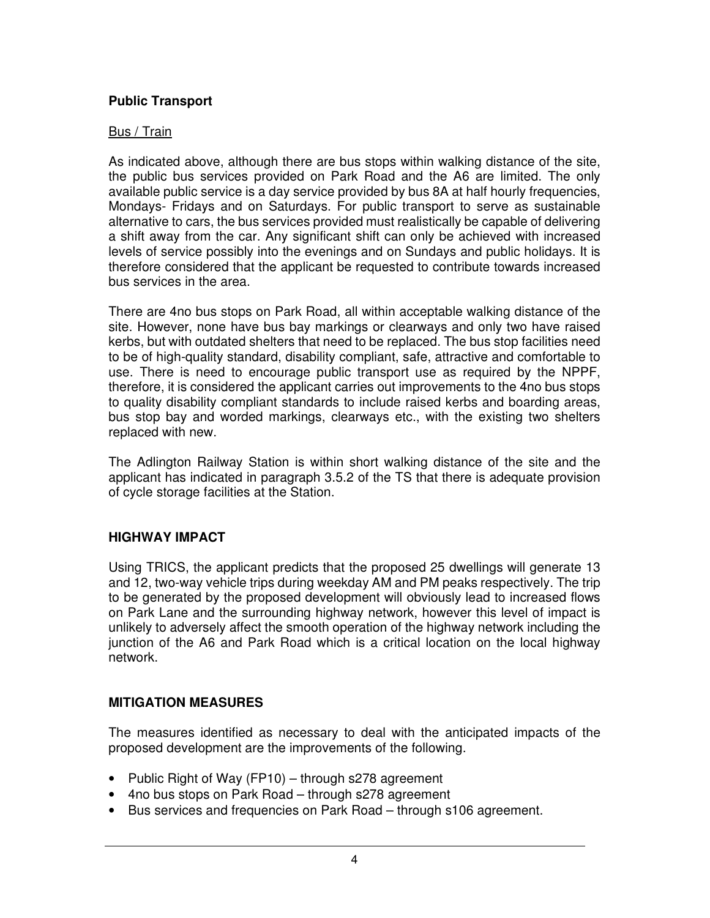**Public Transport**

Bus / Train

As indicated above, although there are bus stops within walking distance of the site, the public bus services provided on Park Road and the A6 are limited. The only available public service is a day service provided by bus 8A at half hourly frequencies, Mondays- Fridays and on Saturdays. For public transport to serve as sustainable alternative to cars, the bus services provided must realistically be capable of delivering a shift away from the car. Any significant shift can only be achieved with increased levels of service possibly into the evenings and on Sundays and public holidays. It is therefore considered that the applicant be requested to contribute towards increased bus services in the area.

There are 4no bus stops on Park Road, all within acceptable walking distance of the site. However, none have bus bay markings or clearways and only two have raised kerbs, but with outdated shelters that need to be replaced. The bus stop facilities need to be of high-quality standard, disability compliant, safe, attractive and comfortable to use. There is need to encourage public transport use as required by the NPPF, therefore, it is considered the applicant carries out improvements to the 4no bus stops to quality disability compliant standards to include raised kerbs and boarding areas, bus stop bay and worded markings, clearways etc., with the existing two shelters replaced with new.

The Adlington Railway Station is within short walking distance of the site and the applicant has indicated in paragraph 3.5.2 of the TS that there is adequate provision of cycle storage facilities at the Station.

**HIGHWAY IMPACT**

Using TRICS, the applicant predicts that the proposed 25 dwellings will generate 13 and 12, two-way vehicle trips during weekday AM and PM peaks respectively. The trip to be generated by the proposed development will obviously lead to increased flows on Park Lane and the surrounding highway network, however this level of impact is unlikely to adversely affect the smooth operation of the highway network including the junction of the A6 and Park Road which is a critical location on the local highway network.

**MITIGATION MEASURES**

The measures identified as necessary to deal with the anticipated impacts of the proposed development are the improvements of the following.

- Public Right of Way (FP10) – through s278 agreement
- 4no bus stops on Park Road – through s278 agreement
- Bus services and frequencies on Park Road – through s106 agreement.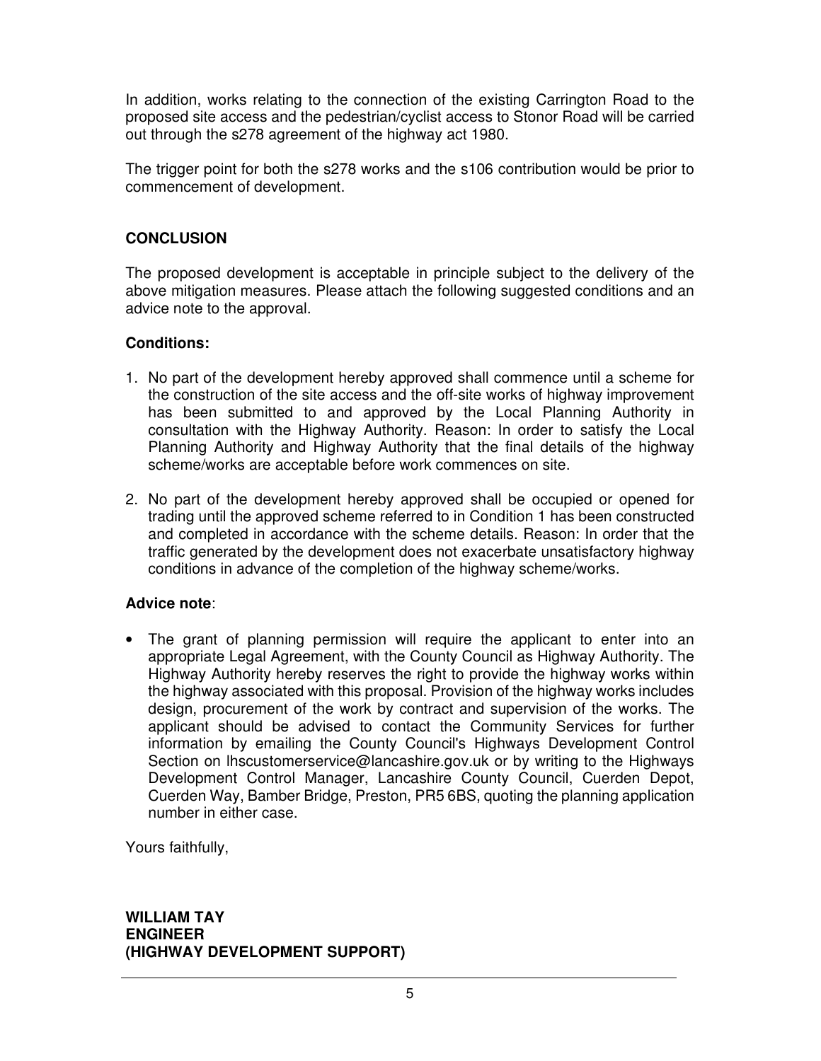In addition, works relating to the connection of the existing Carrington Road to the proposed site access and the pedestrian/cyclist access to Stonor Road will be carried out through the s278 agreement of the highway act 1980.

The trigger point for both the s278 works and the s106 contribution would be prior to commencement of development.

## CONCLUSION

The proposed development is acceptable in principle subject to the delivery of the above mitigation measures. Please attach the following suggested conditions and an advice note to the approval.

### Conditions:

1. No part of the development hereby approved shall commence until a scheme for the construction of the site access and the off-site works of highway improvement has been submitted to and approved by the Local Planning Authority in consultation with the Highway Authority. Reason: In order to satisfy the Local Planning Authority and Highway Authority that the final details of the highway scheme/works are acceptable before work commences on site.

2. No part of the development hereby approved shall be occupied or opened for trading until the approved scheme referred to in Condition 1 has been constructed and completed in accordance with the scheme details. Reason: In order that the traffic generated by the development does not exacerbate unsatisfactory highway conditions in advance of the completion of the highway scheme/works.

**Advice note**:

- The grant of planning permission will require the applicant to enter into an appropriate Legal Agreement, with the County Council as Highway Authority. The Highway Authority hereby reserves the right to provide the highway works within the highway associated with this proposal. Provision of the highway works includes design, procurement of the work by contract and supervision of the works. The applicant should be advised to contact the Community Services for further information by emailing the County Council's Highways Development Control Section on lhscustomerservice@lancashire.gov.uk or by writing to the Highways Development Control Manager, Lancashire County Council, Cuerden Depot, Cuerden Way, Bamber Bridge, Preston, PR5 6BS, quoting the planning application number in either case.

Yours faithfully,

**WILLIAM TAY**
**ENGINEER**
**(HIGHWAY DEVELOPMENT SUPPORT)**